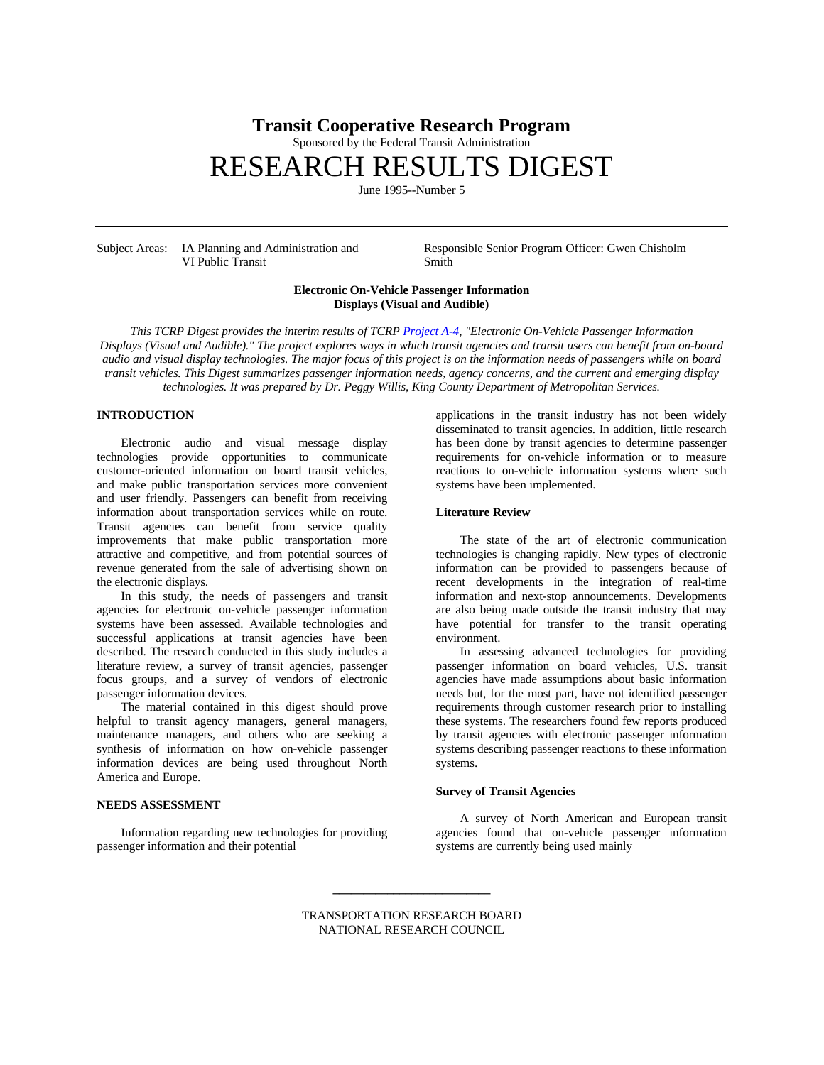# Transit Cooperative Research Program

Sponsored by the Federal Transit Administration

# RESEARCH RESULTS DIGEST

June 1995--Number 5

---

Subject Areas: IA Planning and Administration and VI Public Transit

Responsible Senior Program Officer: Gwen Chisholm Smith

## Electronic On-Vehicle Passenger Information Displays (Visual and Audible)

*This TCRP Digest provides the interim results of TCRP Project A-4, "Electronic On-Vehicle Passenger Information Displays (Visual and Audible)." The project explores ways in which transit agencies and transit users can benefit from on-board audio and visual display technologies. The major focus of this project is on the information needs of passengers while on board transit vehicles. This Digest summarizes passenger information needs, agency concerns, and the current and emerging display technologies. It was prepared by Dr. Peggy Willis, King County Department of Metropolitan Services.*

### INTRODUCTION

Electronic audio and visual message display technologies provide opportunities to communicate customer-oriented information on board transit vehicles, and make public transportation services more convenient and user friendly. Passengers can benefit from receiving information about transportation services while on route. Transit agencies can benefit from service quality improvements that make public transportation more attractive and competitive, and from potential sources of revenue generated from the sale of advertising shown on the electronic displays.

In this study, the needs of passengers and transit agencies for electronic on-vehicle passenger information systems have been assessed. Available technologies and successful applications at transit agencies have been described. The research conducted in this study includes a literature review, a survey of transit agencies, passenger focus groups, and a survey of vendors of electronic passenger information devices.

The material contained in this digest should prove helpful to transit agency managers, general managers, maintenance managers, and others who are seeking a synthesis of information on how on-vehicle passenger information devices are being used throughout North America and Europe.

### NEEDS ASSESSMENT

Information regarding new technologies for providing passenger information and their potential applications in the transit industry has not been widely disseminated to transit agencies. In addition, little research has been done by transit agencies to determine passenger requirements for on-vehicle information or to measure reactions to on-vehicle information systems where such systems have been implemented.

#### Literature Review

The state of the art of electronic communication technologies is changing rapidly. New types of electronic information can be provided to passengers because of recent developments in the integration of real-time information and next-stop announcements. Developments are also being made outside the transit industry that may have potential for transfer to the transit operating environment.

In assessing advanced technologies for providing passenger information on board vehicles, U.S. transit agencies have made assumptions about basic information needs but, for the most part, have not identified passenger requirements through customer research prior to installing these systems. The researchers found few reports produced by transit agencies with electronic passenger information systems describing passenger reactions to these information systems.

#### Survey of Transit Agencies

A survey of North American and European transit agencies found that on-vehicle passenger information systems are currently being used mainly

---

TRANSPORTATION RESEARCH BOARD
NATIONAL RESEARCH COUNCIL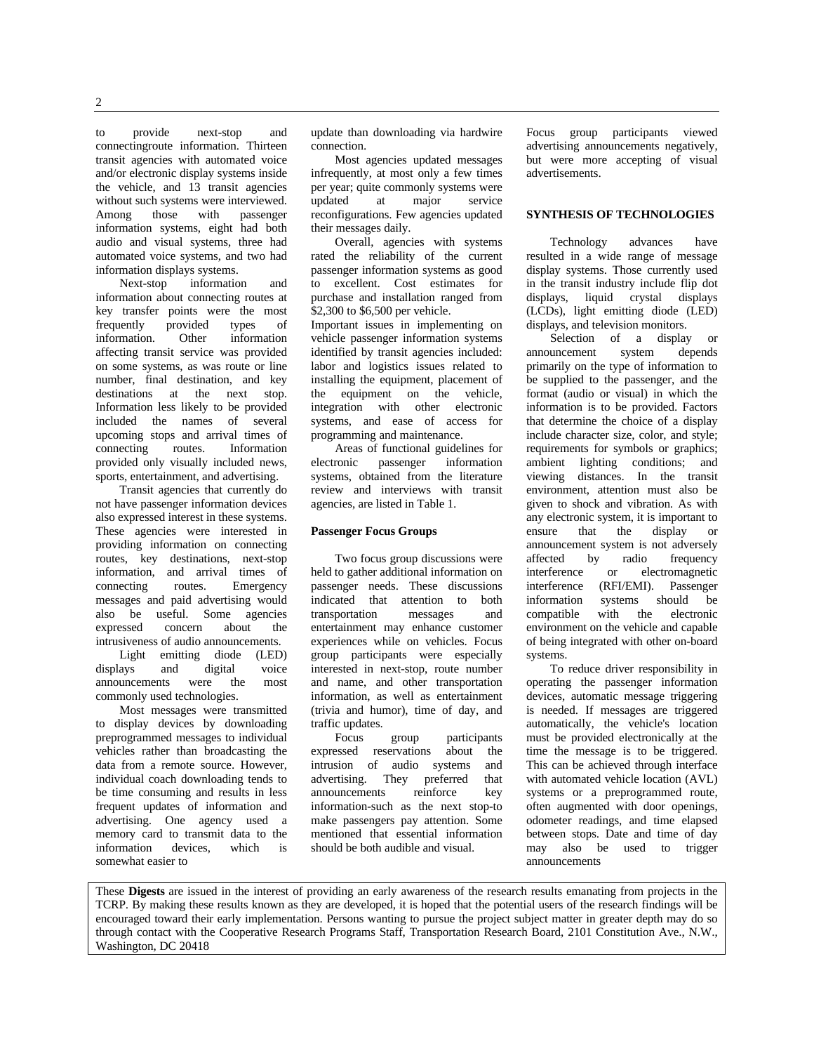to provide next-stop and connectingroute information. Thirteen transit agencies with automated voice and/or electronic display systems inside the vehicle, and 13 transit agencies without such systems were interviewed. Among those with passenger information systems, eight had both audio and visual systems, three had automated voice systems, and two had information displays systems.

Next-stop information and information about connecting routes at key transfer points were the most frequently provided types of information. Other information affecting transit service was provided on some systems, as was route or line number, final destination, and key destinations at the next stop. Information less likely to be provided included the names of several upcoming stops and arrival times of connecting routes. Information provided only visually included news, sports, entertainment, and advertising.

Transit agencies that currently do not have passenger information devices also expressed interest in these systems. These agencies were interested in providing information on connecting routes, key destinations, next-stop information, and arrival times of connecting routes. Emergency messages and paid advertising would also be useful. Some agencies expressed concern about the intrusiveness of audio announcements.

Light emitting diode (LED) displays and digital voice announcements were the most commonly used technologies.

Most messages were transmitted to display devices by downloading preprogrammed messages to individual vehicles rather than broadcasting the data from a remote source. However, individual coach downloading tends to be time consuming and results in less frequent updates of information and advertising. One agency used a memory card to transmit data to the information devices, which is somewhat easier to update than downloading via hardwire connection.

Most agencies updated messages infrequently, at most only a few times per year; quite commonly systems were updated at major service reconfigurations. Few agencies updated their messages daily.

Overall, agencies with systems rated the reliability of the current passenger information systems as good to excellent. Cost estimates for purchase and installation ranged from $2,300 to $6,500 per vehicle.

Important issues in implementing on vehicle passenger information systems identified by transit agencies included: labor and logistics issues related to installing the equipment, placement of the equipment on the vehicle, integration with other electronic systems, and ease of access for programming and maintenance.

Areas of functional guidelines for electronic passenger information systems, obtained from the literature review and interviews with transit agencies, are listed in Table 1.

### Passenger Focus Groups

Two focus group discussions were held to gather additional information on passenger needs. These discussions indicated that attention to both transportation messages and entertainment may enhance customer experiences while on vehicles. Focus group participants were especially interested in next-stop, route number and name, and other transportation information, as well as entertainment (trivia and humor), time of day, and traffic updates.

Focus group participants expressed reservations about the intrusion of audio systems and advertising. They preferred that announcements reinforce key information-such as the next stop-to make passengers pay attention. Some mentioned that essential information should be both audible and visual.

Focus group participants viewed advertising announcements negatively, but were more accepting of visual advertisements.

## SYNTHESIS OF TECHNOLOGIES

Technology advances have resulted in a wide range of message display systems. Those currently used in the transit industry include flip dot displays, liquid crystal displays (LCDs), light emitting diode (LED) displays, and television monitors.

Selection of a display or announcement system depends primarily on the type of information to be supplied to the passenger, and the format (audio or visual) in which the information is to be provided. Factors that determine the choice of a display include character size, color, and style; requirements for symbols or graphics; ambient lighting conditions; and viewing distances. In the transit environment, attention must also be given to shock and vibration. As with any electronic system, it is important to ensure that the display or announcement system is not adversely affected by radio frequency interference or electromagnetic interference (RFI/EMI). Passenger information systems should be compatible with the electronic environment on the vehicle and capable of being integrated with other on-board systems.

To reduce driver responsibility in operating the passenger information devices, automatic message triggering is needed. If messages are triggered automatically, the vehicle's location must be provided electronically at the time the message is to be triggered. This can be achieved through interface with automated vehicle location (AVL) systems or a preprogrammed route, often augmented with door openings, odometer readings, and time elapsed between stops. Date and time of day may also be used to trigger announcements

These **Digests** are issued in the interest of providing an early awareness of the research results emanating from projects in the TCRP. By making these results known as they are developed, it is hoped that the potential users of the research findings will be encouraged toward their early implementation. Persons wanting to pursue the project subject matter in greater depth may do so through contact with the Cooperative Research Programs Staff, Transportation Research Board, 2101 Constitution Ave., N.W., Washington, DC 20418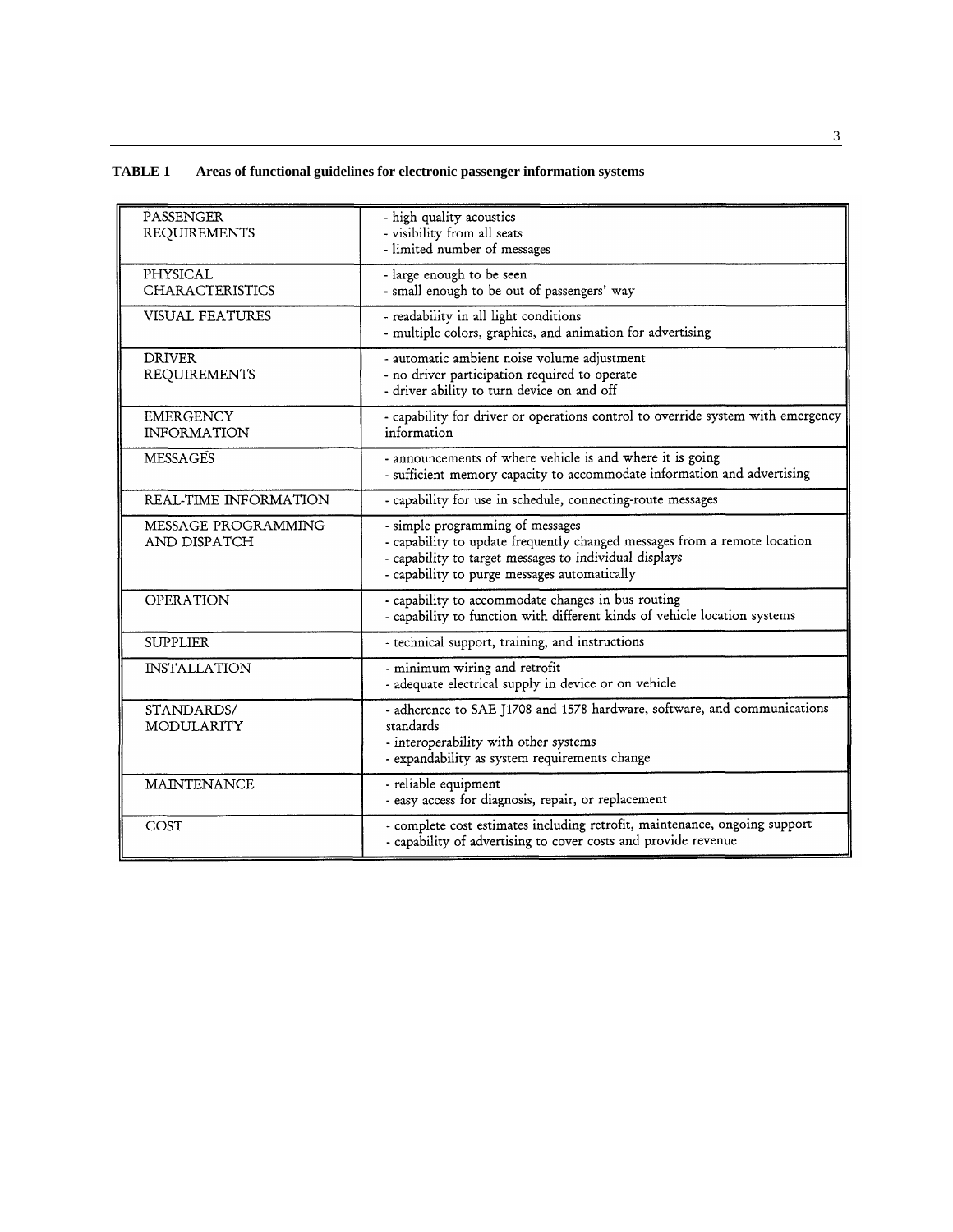**TABLE 1 Areas of functional guidelines for electronic passenger information systems**

| | |
|---|---|
| PASSENGER REQUIREMENTS | - high quality acoustics<br>- visibility from all seats<br>- limited number of messages |
| PHYSICAL CHARACTERISTICS | - large enough to be seen<br>- small enough to be out of passengers' way |
| VISUAL FEATURES | - readability in all light conditions<br>- multiple colors, graphics, and animation for advertising |
| DRIVER REQUIREMENTS | - automatic ambient noise volume adjustment<br>- no driver participation required to operate<br>- driver ability to turn device on and off |
| EMERGENCY INFORMATION | - capability for driver or operations control to override system with emergency information |
| MESSAGES | - announcements of where vehicle is and where it is going<br>- sufficient memory capacity to accommodate information and advertising |
| REAL-TIME INFORMATION | - capability for use in schedule, connecting-route messages |
| MESSAGE PROGRAMMING AND DISPATCH | - simple programming of messages<br>- capability to update frequently changed messages from a remote location<br>- capability to target messages to individual displays<br>- capability to purge messages automatically |
| OPERATION | - capability to accommodate changes in bus routing<br>- capability to function with different kinds of vehicle location systems |
| SUPPLIER | - technical support, training, and instructions |
| INSTALLATION | - minimum wiring and retrofit<br>- adequate electrical supply in device or on vehicle |
| STANDARDS/ MODULARITY | - adherence to SAE J1708 and 1578 hardware, software, and communications standards<br>- interoperability with other systems<br>- expandability as system requirements change |
| MAINTENANCE | - reliable equipment<br>- easy access for diagnosis, repair, or replacement |
| COST | - complete cost estimates including retrofit, maintenance, ongoing support<br>- capability of advertising to cover costs and provide revenue |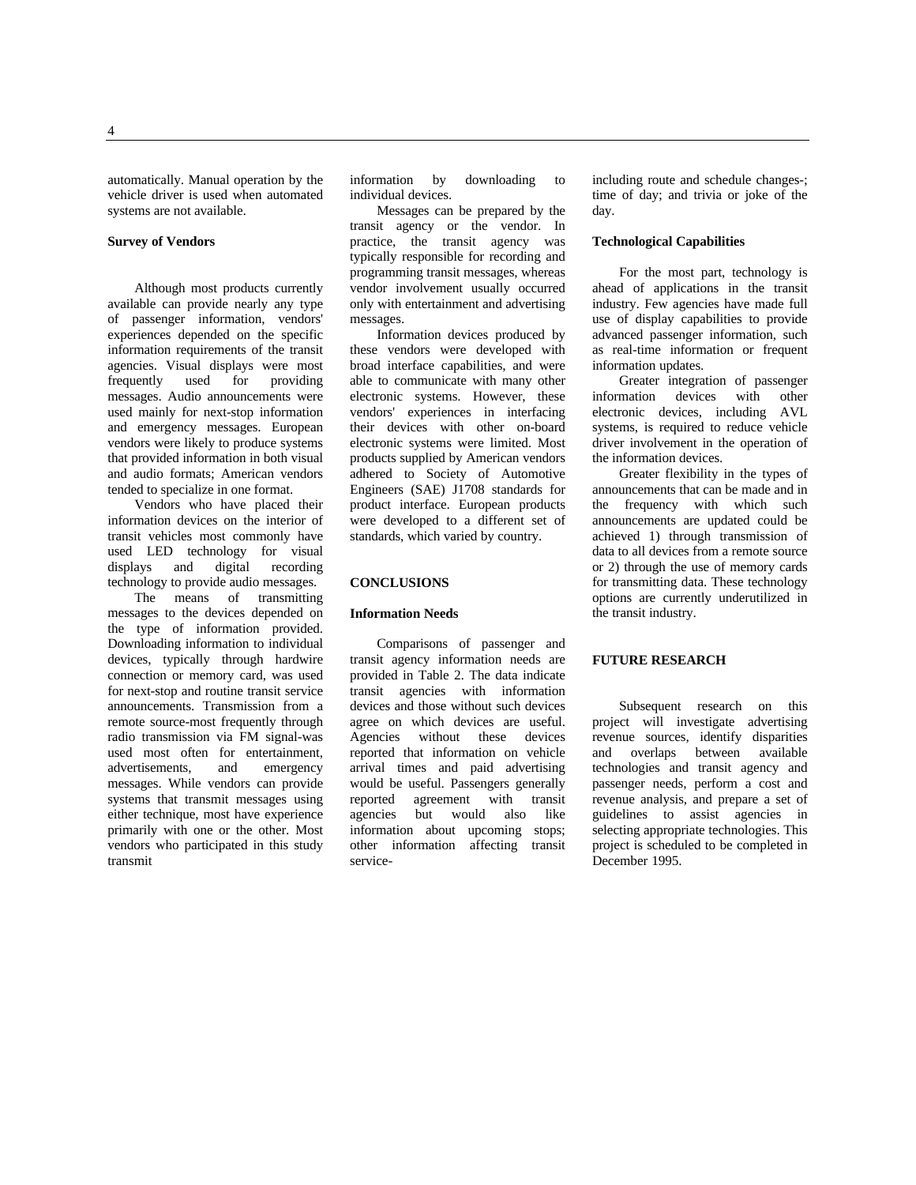automatically. Manual operation by the vehicle driver is used when automated systems are not available.

### Survey of Vendors

Although most products currently available can provide nearly any type of passenger information, vendors' experiences depended on the specific information requirements of the transit agencies. Visual displays were most frequently used for providing messages. Audio announcements were used mainly for next-stop information and emergency messages. European vendors were likely to produce systems that provided information in both visual and audio formats; American vendors tended to specialize in one format.

Vendors who have placed their information devices on the interior of transit vehicles most commonly have used LED technology for visual displays and digital recording technology to provide audio messages.

The means of transmitting messages to the devices depended on the type of information provided. Downloading information to individual devices, typically through hardwire connection or memory card, was used for next-stop and routine transit service announcements. Transmission from a remote source-most frequently through radio transmission via FM signal-was used most often for entertainment, advertisements, and emergency messages. While vendors can provide systems that transmit messages using either technique, most have experience primarily with one or the other. Most vendors who participated in this study transmit information by downloading to individual devices.

Messages can be prepared by the transit agency or the vendor. In practice, the transit agency was typically responsible for recording and programming transit messages, whereas vendor involvement usually occurred only with entertainment and advertising messages.

Information devices produced by these vendors were developed with broad interface capabilities, and were able to communicate with many other electronic systems. However, these vendors' experiences in interfacing their devices with other on-board electronic systems were limited. Most products supplied by American vendors adhered to Society of Automotive Engineers (SAE) J1708 standards for product interface. European products were developed to a different set of standards, which varied by country.

## CONCLUSIONS

### Information Needs

Comparisons of passenger and transit agency information needs are provided in Table 2. The data indicate transit agencies with information devices and those without such devices agree on which devices are useful. Agencies without these devices reported that information on vehicle arrival times and paid advertising would be useful. Passengers generally reported agreement with transit agencies but would also like information about upcoming stops; other information affecting transit service-including route and schedule changes-; time of day; and trivia or joke of the day.

### Technological Capabilities

For the most part, technology is ahead of applications in the transit industry. Few agencies have made full use of display capabilities to provide advanced passenger information, such as real-time information or frequent information updates.

Greater integration of passenger information devices with other electronic devices, including AVL systems, is required to reduce vehicle driver involvement in the operation of the information devices.

Greater flexibility in the types of announcements that can be made and in the frequency with which such announcements are updated could be achieved 1) through transmission of data to all devices from a remote source or 2) through the use of memory cards for transmitting data. These technology options are currently underutilized in the transit industry.

## FUTURE RESEARCH

Subsequent research on this project will investigate advertising revenue sources, identify disparities and overlaps between available technologies and transit agency and passenger needs, perform a cost and revenue analysis, and prepare a set of guidelines to assist agencies in selecting appropriate technologies. This project is scheduled to be completed in December 1995.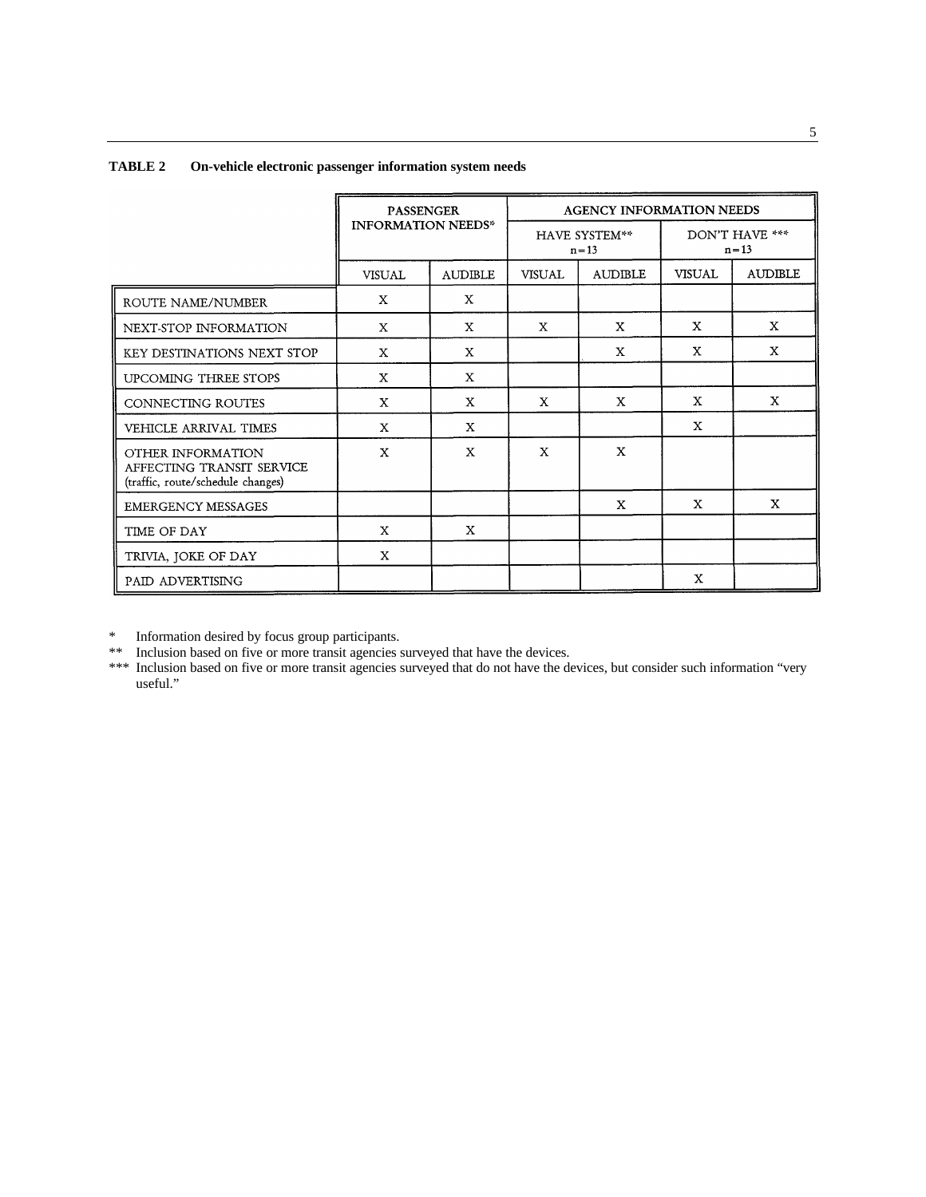**TABLE 2 On-vehicle electronic passenger information system needs**

| | PASSENGER INFORMATION NEEDS* | | AGENCY INFORMATION NEEDS | | | |
|---|---|---|---|---|---|---|
| | | | HAVE SYSTEM** n=13 | | DON'T HAVE *** n=13 | |
| | VISUAL | AUDIBLE | VISUAL | AUDIBLE | VISUAL | AUDIBLE |
| ROUTE NAME/NUMBER | X | X | | | | |
| NEXT-STOP INFORMATION | X | X | X | X | X | X |
| KEY DESTINATIONS NEXT STOP | X | X | | X | X | X |
| UPCOMING THREE STOPS | X | X | | | | |
| CONNECTING ROUTES | X | X | X | X | X | X |
| VEHICLE ARRIVAL TIMES | X | X | | | X | |
| OTHER INFORMATION AFFECTING TRANSIT SERVICE (traffic, route/schedule changes) | X | X | X | X | | |
| EMERGENCY MESSAGES | | | | X | X | X |
| TIME OF DAY | X | X | | | | |
| TRIVIA, JOKE OF DAY | X | | | | | |
| PAID ADVERTISING | | | | | X | |

\* Information desired by focus group participants.

\** Inclusion based on five or more transit agencies surveyed that have the devices.

\*** Inclusion based on five or more transit agencies surveyed that do not have the devices, but consider such information "very useful."